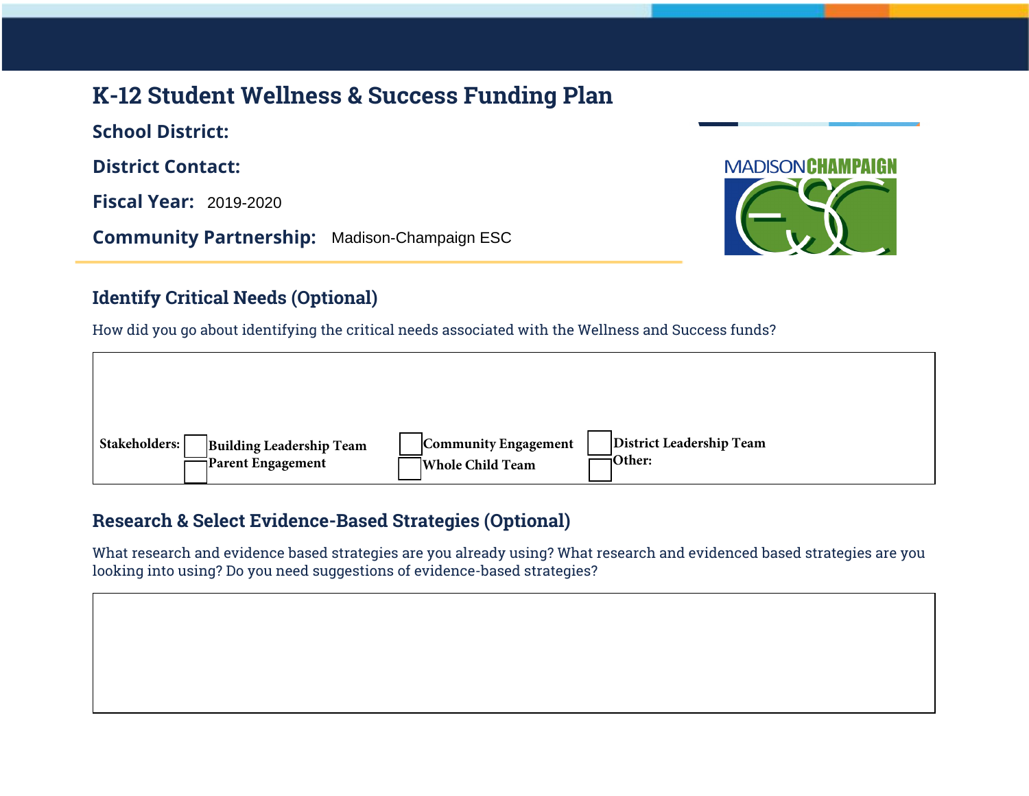# K-12 Student Wellness & Success Funding Plan

**School District:**

**District Contact:**

**Fiscal Year:** 2019-2020

**Community Partnership:** Madison-Champaign ESC

MADISONCHAMPAIGN ESC

## Identify Critical Needs (Optional)

How did you go about identifying the critical needs associated with the Wellness and Success funds?

**Stakeholders:**

- ☐ **Building Leadership Team**
- ☐ **Community Engagement**
- ☐ **District Leadership Team**
- ☐ **Parent Engagement**
- ☐ **Whole Child Team**
- ☐ **Other:**

## Research & Select Evidence-Based Strategies (Optional)

What research and evidence based strategies are you already using? What research and evidenced based strategies are you looking into using? Do you need suggestions of evidence-based strategies?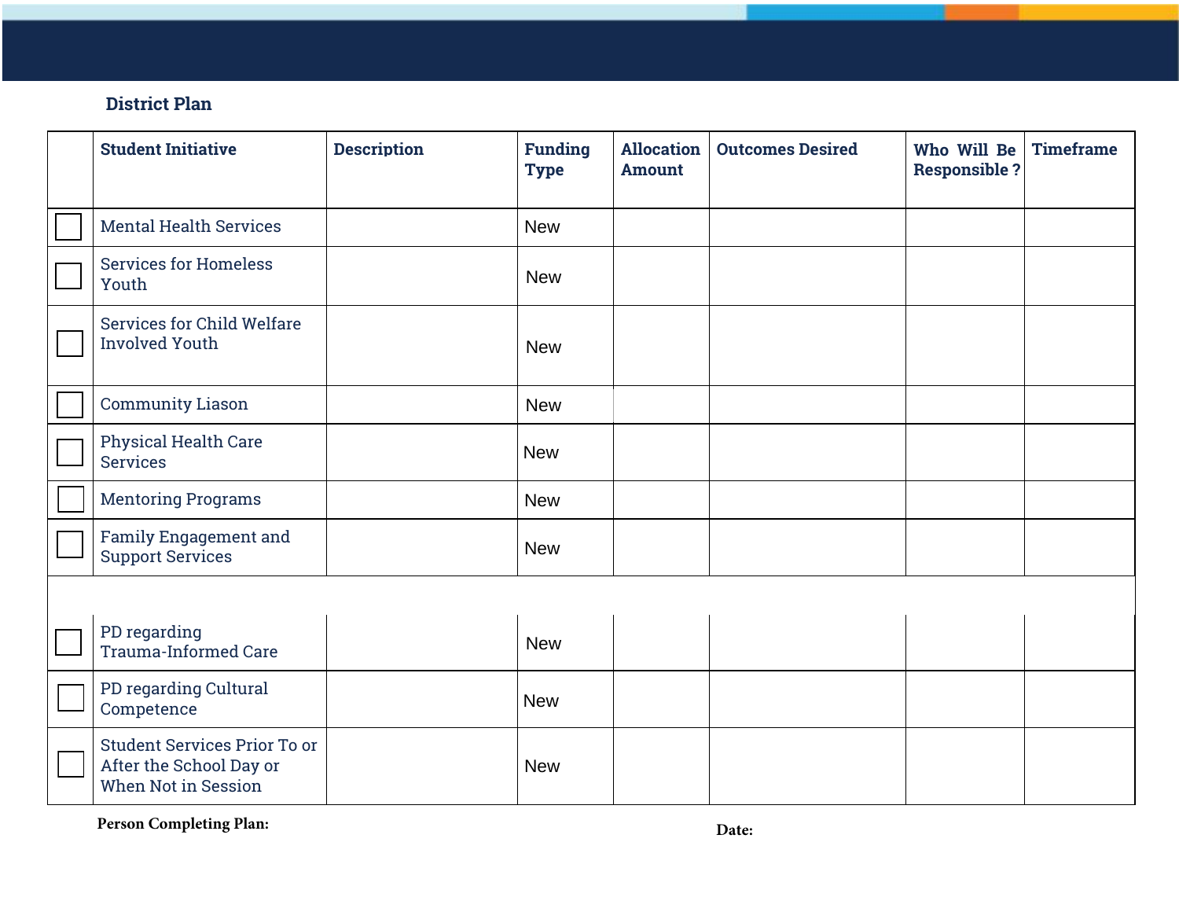## District Plan

| | Student Initiative | Description | Funding Type | Allocation Amount | Outcomes Desired | Who Will Be Responsible ? | Timeframe |
|---|---|---|---|---|---|---|---|
| ☐ | Mental Health Services | | New | | | | |
| ☐ | Services for Homeless Youth | | New | | | | |
| ☐ | Services for Child Welfare Involved Youth | | New | | | | |
| ☐ | Community Liason | | New | | | | |
| ☐ | Physical Health Care Services | | New | | | | |
| ☐ | Mentoring Programs | | New | | | | |
| ☐ | Family Engagement and Support Services | | New | | | | |
| | | | | | | | |
| ☐ | PD regarding Trauma-Informed Care | | New | | | | |
| ☐ | PD regarding Cultural Competence | | New | | | | |
| ☐ | Student Services Prior To or After the School Day or When Not in Session | | New | | | | |

**Person Completing Plan:**

**Date:**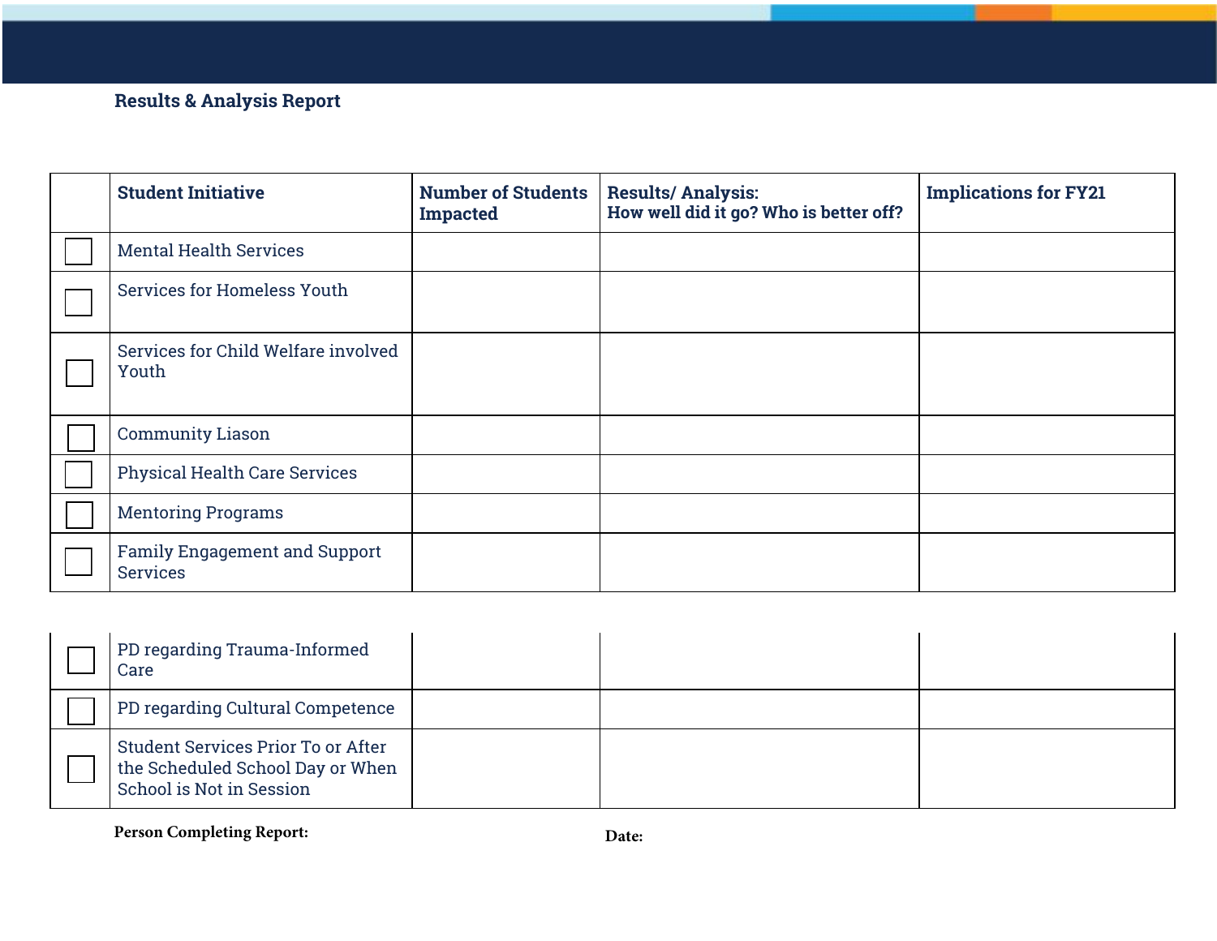## Results & Analysis Report

| | Student Initiative | Number of Students Impacted | Results/ Analysis: How well did it go? Who is better off? | Implications for FY21 |
|---|---|---|---|---|
| ☐ | Mental Health Services | | | |
| ☐ | Services for Homeless Youth | | | |
| ☐ | Services for Child Welfare involved Youth | | | |
| ☐ | Community Liason | | | |
| ☐ | Physical Health Care Services | | | |
| ☐ | Mentoring Programs | | | |
| ☐ | Family Engagement and Support Services | | | |
| ☐ | PD regarding Trauma-Informed Care | | | |
| ☐ | PD regarding Cultural Competence | | | |
| ☐ | Student Services Prior To or After the Scheduled School Day or When School is Not in Session | | | |

**Person Completing Report:**

**Date:**